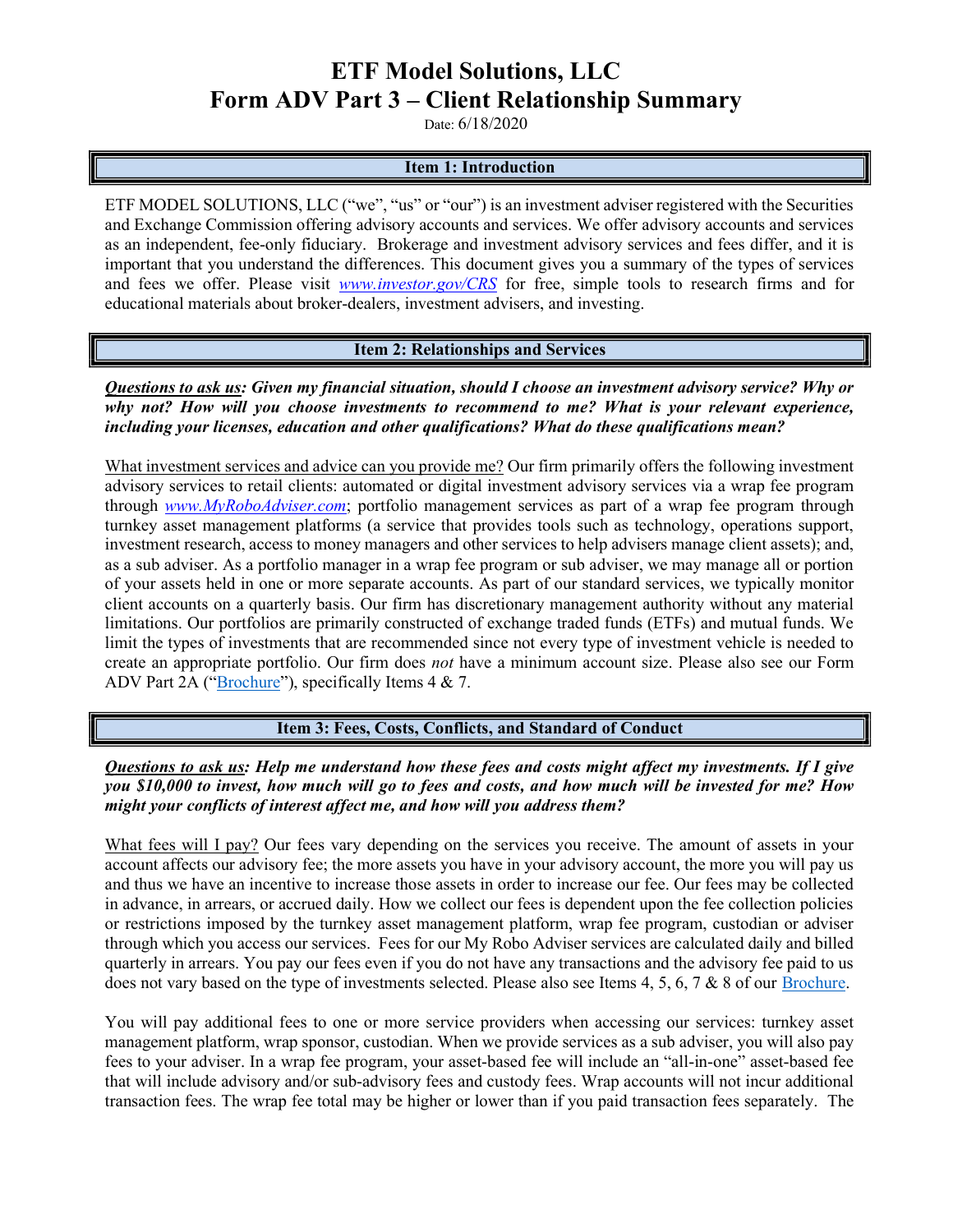# ETF Model Solutions, LLC
# Form ADV Part 3 – Client Relationship Summary

Date: 6/18/2020

## Item 1: Introduction

ETF MODEL SOLUTIONS, LLC ("we", "us" or "our") is an investment adviser registered with the Securities and Exchange Commission offering advisory accounts and services. We offer advisory accounts and services as an independent, fee-only fiduciary. Brokerage and investment advisory services and fees differ, and it is important that you understand the differences. This document gives you a summary of the types of services and fees we offer. Please visit *www.investor.gov/CRS* for free, simple tools to research firms and for educational materials about broker-dealers, investment advisers, and investing.

## Item 2: Relationships and Services

***Questions to ask us:* Given my financial situation, should I choose an investment advisory service? Why or why not? How will you choose investments to recommend to me? What is your relevant experience, including your licenses, education and other qualifications? What do these qualifications mean?**

What investment services and advice can you provide me? Our firm primarily offers the following investment advisory services to retail clients: automated or digital investment advisory services via a wrap fee program through *www.MyRoboAdviser.com*; portfolio management services as part of a wrap fee program through turnkey asset management platforms (a service that provides tools such as technology, operations support, investment research, access to money managers and other services to help advisers manage client assets); and, as a sub adviser. As a portfolio manager in a wrap fee program or sub adviser, we may manage all or portion of your assets held in one or more separate accounts. As part of our standard services, we typically monitor client accounts on a quarterly basis. Our firm has discretionary management authority without any material limitations. Our portfolios are primarily constructed of exchange traded funds (ETFs) and mutual funds. We limit the types of investments that are recommended since not every type of investment vehicle is needed to create an appropriate portfolio. Our firm does *not* have a minimum account size. Please also see our Form ADV Part 2A ("Brochure"), specifically Items 4 & 7.

## Item 3: Fees, Costs, Conflicts, and Standard of Conduct

***Questions to ask us*: Help me understand how these fees and costs might affect my investments. If I give you $10,000 to invest, how much will go to fees and costs, and how much will be invested for me? How might your conflicts of interest affect me, and how will you address them?**

What fees will I pay? Our fees vary depending on the services you receive. The amount of assets in your account affects our advisory fee; the more assets you have in your advisory account, the more you will pay us and thus we have an incentive to increase those assets in order to increase our fee. Our fees may be collected in advance, in arrears, or accrued daily. How we collect our fees is dependent upon the fee collection policies or restrictions imposed by the turnkey asset management platform, wrap fee program, custodian or adviser through which you access our services. Fees for our My Robo Adviser services are calculated daily and billed quarterly in arrears. You pay our fees even if you do not have any transactions and the advisory fee paid to us does not vary based on the type of investments selected. Please also see Items 4, 5, 6, 7 & 8 of our Brochure.

You will pay additional fees to one or more service providers when accessing our services: turnkey asset management platform, wrap sponsor, custodian. When we provide services as a sub adviser, you will also pay fees to your adviser. In a wrap fee program, your asset-based fee will include an "all-in-one" asset-based fee that will include advisory and/or sub-advisory fees and custody fees. Wrap accounts will not incur additional transaction fees. The wrap fee total may be higher or lower than if you paid transaction fees separately. The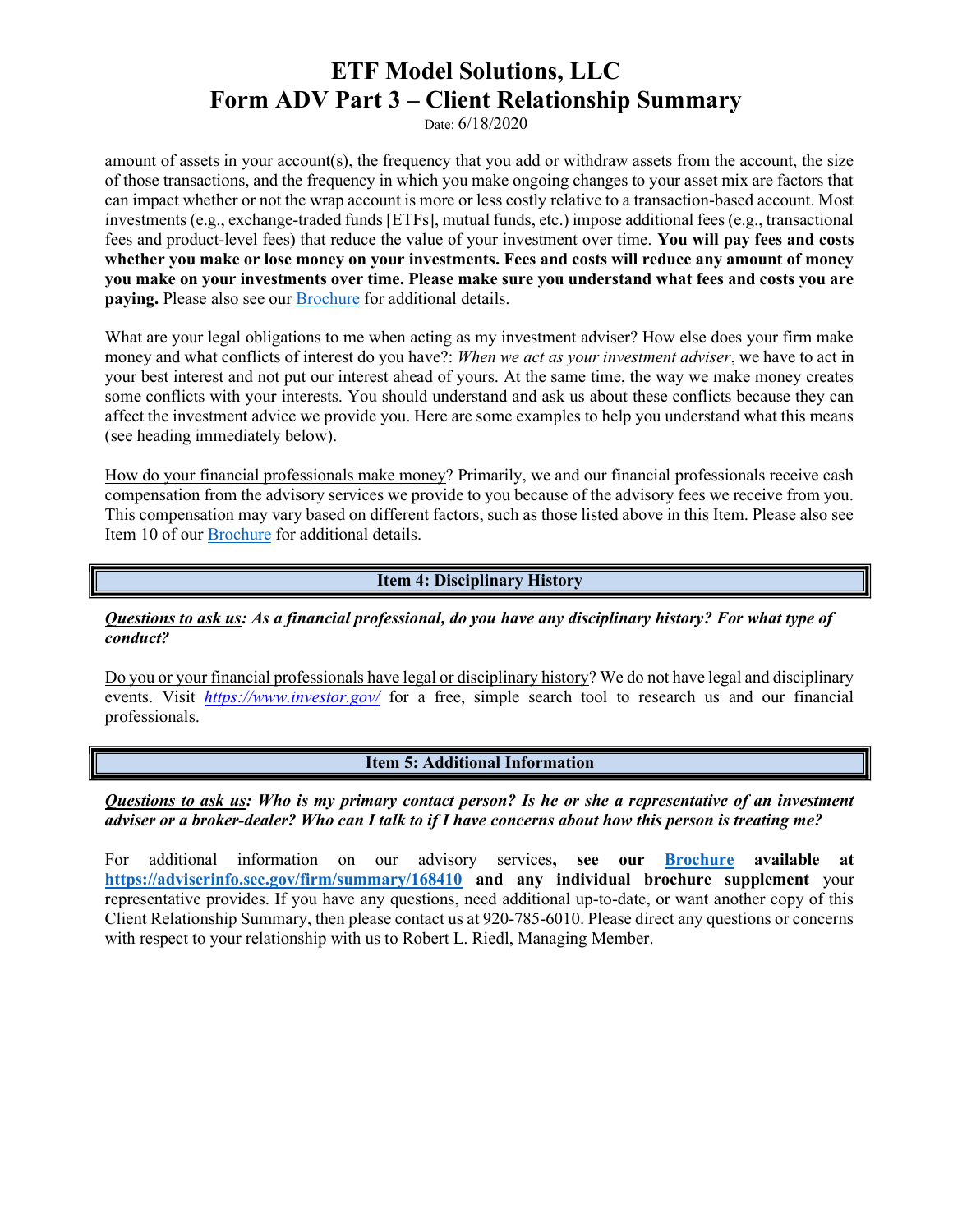amount of assets in your account(s), the frequency that you add or withdraw assets from the account, the size of those transactions, and the frequency in which you make ongoing changes to your asset mix are factors that can impact whether or not the wrap account is more or less costly relative to a transaction-based account. Most investments (e.g., exchange-traded funds [ETFs], mutual funds, etc.) impose additional fees (e.g., transactional fees and product-level fees) that reduce the value of your investment over time. **You will pay fees and costs whether you make or lose money on your investments. Fees and costs will reduce any amount of money you make on your investments over time. Please make sure you understand what fees and costs you are paying.** Please also see our Brochure for additional details.

What are your legal obligations to me when acting as my investment adviser? How else does your firm make money and what conflicts of interest do you have?: *When we act as your investment adviser*, we have to act in your best interest and not put our interest ahead of yours. At the same time, the way we make money creates some conflicts with your interests. You should understand and ask us about these conflicts because they can affect the investment advice we provide you. Here are some examples to help you understand what this means (see heading immediately below).

How do your financial professionals make money? Primarily, we and our financial professionals receive cash compensation from the advisory services we provide to you because of the advisory fees we receive from you. This compensation may vary based on different factors, such as those listed above in this Item. Please also see Item 10 of our Brochure for additional details.

## Item 4: Disciplinary History

***Questions to ask us**: As a financial professional, do you have any disciplinary history? For what type of conduct?*

Do you or your financial professionals have legal or disciplinary history? We do not have legal and disciplinary events. Visit *https://www.investor.gov/* for a free, simple search tool to research us and our financial professionals.

## Item 5: Additional Information

***Questions to ask us**: Who is my primary contact person? Is he or she a representative of an investment adviser or a broker-dealer? Who can I talk to if I have concerns about how this person is treating me?*

For additional information on our advisory services**, see our Brochure available at https://adviserinfo.sec.gov/firm/summary/168410 and any individual brochure supplement** your representative provides. If you have any questions, need additional up-to-date, or want another copy of this Client Relationship Summary, then please contact us at 920-785-6010. Please direct any questions or concerns with respect to your relationship with us to Robert L. Riedl, Managing Member.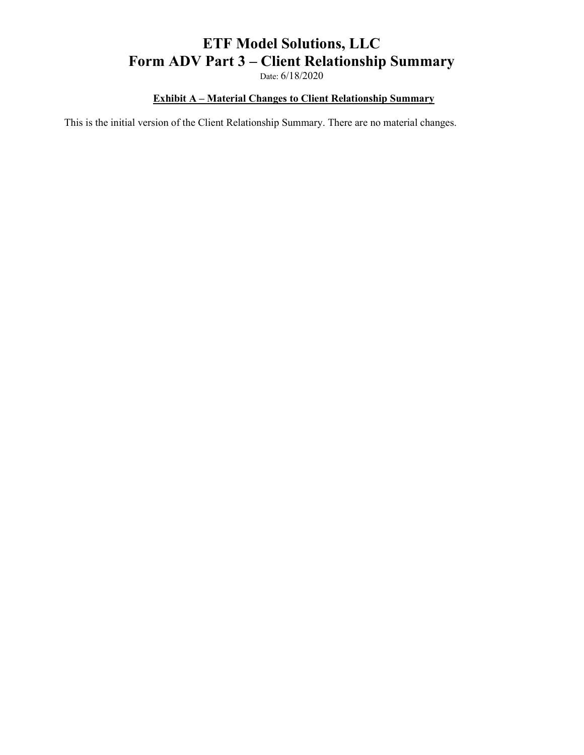# ETF Model Solutions, LLC
# Form ADV Part 3 – Client Relationship Summary

Date: 6/18/2020

**Exhibit A – Material Changes to Client Relationship Summary**

This is the initial version of the Client Relationship Summary. There are no material changes.